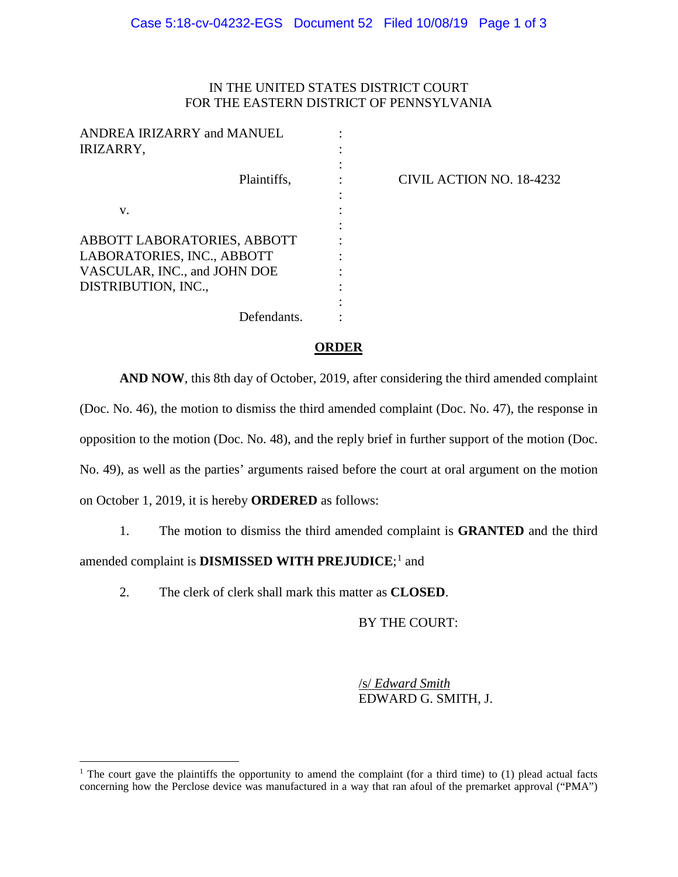IN THE UNITED STATES DISTRICT COURT
FOR THE EASTERN DISTRICT OF PENNSYLVANIA

ANDREA IRIZARRY and MANUEL IRIZARRY,

Plaintiffs,

v.

ABBOTT LABORATORIES, ABBOTT LABORATORIES, INC., ABBOTT VASCULAR, INC., and JOHN DOE DISTRIBUTION, INC.,

Defendants.

CIVIL ACTION NO. 18-4232

**ORDER**

**AND NOW**, this 8th day of October, 2019, after considering the third amended complaint (Doc. No. 46), the motion to dismiss the third amended complaint (Doc. No. 47), the response in opposition to the motion (Doc. No. 48), and the reply brief in further support of the motion (Doc. No. 49), as well as the parties' arguments raised before the court at oral argument on the motion on October 1, 2019, it is hereby **ORDERED** as follows:

1. The motion to dismiss the third amended complaint is **GRANTED** and the third amended complaint is **DISMISSED WITH PREJUDICE**;[1] and

2. The clerk of clerk shall mark this matter as **CLOSED**.

BY THE COURT:

/s/ *Edward Smith*
EDWARD G. SMITH, J.

---

[1] The court gave the plaintiffs the opportunity to amend the complaint (for a third time) to (1) plead actual facts concerning how the Perclose device was manufactured in a way that ran afoul of the premarket approval ("PMA")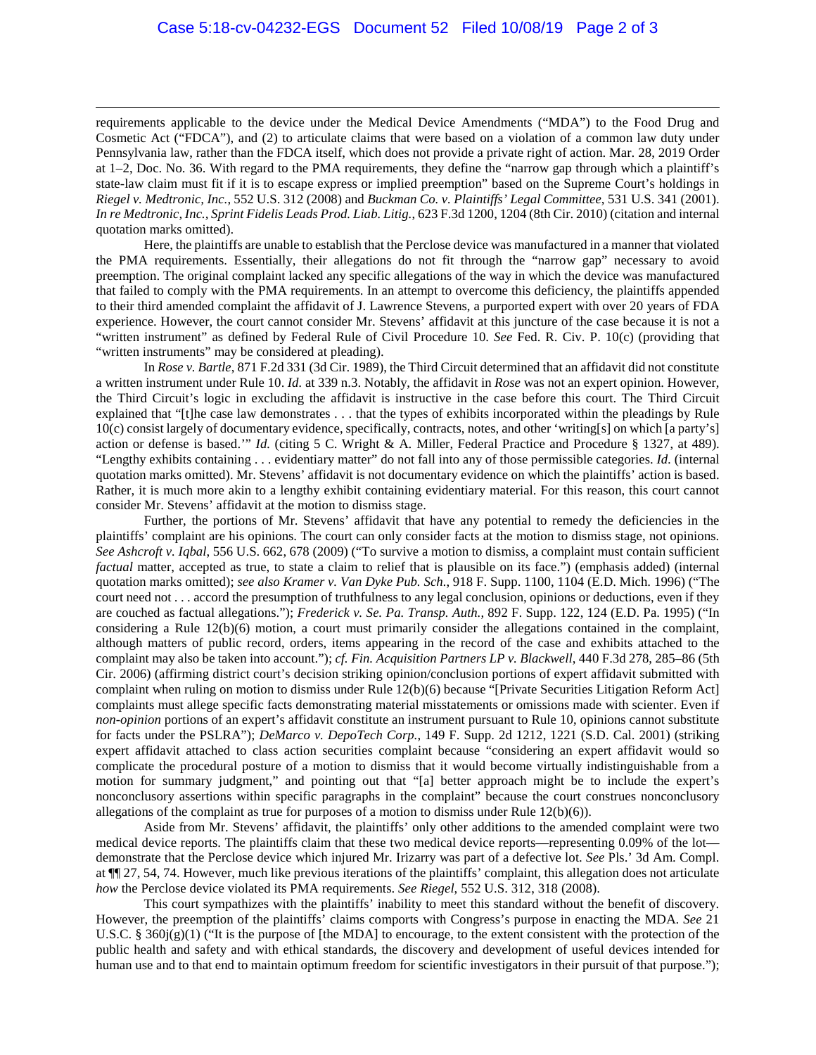requirements applicable to the device under the Medical Device Amendments ("MDA") to the Food Drug and Cosmetic Act ("FDCA"), and (2) to articulate claims that were based on a violation of a common law duty under Pennsylvania law, rather than the FDCA itself, which does not provide a private right of action. Mar. 28, 2019 Order at 1–2, Doc. No. 36. With regard to the PMA requirements, they define the "narrow gap through which a plaintiff's state-law claim must fit if it is to escape express or implied preemption" based on the Supreme Court's holdings in *Riegel v. Medtronic, Inc.*, 552 U.S. 312 (2008) and *Buckman Co. v. Plaintiffs' Legal Committee*, 531 U.S. 341 (2001). *In re Medtronic, Inc., Sprint Fidelis Leads Prod. Liab. Litig.*, 623 F.3d 1200, 1204 (8th Cir. 2010) (citation and internal quotation marks omitted).

Here, the plaintiffs are unable to establish that the Perclose device was manufactured in a manner that violated the PMA requirements. Essentially, their allegations do not fit through the "narrow gap" necessary to avoid preemption. The original complaint lacked any specific allegations of the way in which the device was manufactured that failed to comply with the PMA requirements. In an attempt to overcome this deficiency, the plaintiffs appended to their third amended complaint the affidavit of J. Lawrence Stevens, a purported expert with over 20 years of FDA experience. However, the court cannot consider Mr. Stevens' affidavit at this juncture of the case because it is not a "written instrument" as defined by Federal Rule of Civil Procedure 10. *See* Fed. R. Civ. P. 10(c) (providing that "written instruments" may be considered at pleading).

In *Rose v. Bartle*, 871 F.2d 331 (3d Cir. 1989), the Third Circuit determined that an affidavit did not constitute a written instrument under Rule 10. *Id.* at 339 n.3. Notably, the affidavit in *Rose* was not an expert opinion. However, the Third Circuit's logic in excluding the affidavit is instructive in the case before this court. The Third Circuit explained that "[t]he case law demonstrates . . . that the types of exhibits incorporated within the pleadings by Rule 10(c) consist largely of documentary evidence, specifically, contracts, notes, and other 'writing[s] on which [a party's] action or defense is based.'" *Id.* (citing 5 C. Wright & A. Miller, Federal Practice and Procedure § 1327, at 489). "Lengthy exhibits containing . . . evidentiary matter" do not fall into any of those permissible categories. *Id.* (internal quotation marks omitted). Mr. Stevens' affidavit is not documentary evidence on which the plaintiffs' action is based. Rather, it is much more akin to a lengthy exhibit containing evidentiary material. For this reason, this court cannot consider Mr. Stevens' affidavit at the motion to dismiss stage.

Further, the portions of Mr. Stevens' affidavit that have any potential to remedy the deficiencies in the plaintiffs' complaint are his opinions. The court can only consider facts at the motion to dismiss stage, not opinions. *See Ashcroft v. Iqbal*, 556 U.S. 662, 678 (2009) ("To survive a motion to dismiss, a complaint must contain sufficient *factual* matter, accepted as true, to state a claim to relief that is plausible on its face.") (emphasis added) (internal quotation marks omitted); *see also Kramer v. Van Dyke Pub. Sch.*, 918 F. Supp. 1100, 1104 (E.D. Mich. 1996) ("The court need not . . . accord the presumption of truthfulness to any legal conclusion, opinions or deductions, even if they are couched as factual allegations."); *Frederick v. Se. Pa. Transp. Auth.*, 892 F. Supp. 122, 124 (E.D. Pa. 1995) ("In considering a Rule 12(b)(6) motion, a court must primarily consider the allegations contained in the complaint, although matters of public record, orders, items appearing in the record of the case and exhibits attached to the complaint may also be taken into account."); *cf. Fin. Acquisition Partners LP v. Blackwell*, 440 F.3d 278, 285–86 (5th Cir. 2006) (affirming district court's decision striking opinion/conclusion portions of expert affidavit submitted with complaint when ruling on motion to dismiss under Rule 12(b)(6) because "[Private Securities Litigation Reform Act] complaints must allege specific facts demonstrating material misstatements or omissions made with scienter. Even if *non-opinion* portions of an expert's affidavit constitute an instrument pursuant to Rule 10, opinions cannot substitute for facts under the PSLRA"); *DeMarco v. DepoTech Corp.*, 149 F. Supp. 2d 1212, 1221 (S.D. Cal. 2001) (striking expert affidavit attached to class action securities complaint because "considering an expert affidavit would so complicate the procedural posture of a motion to dismiss that it would become virtually indistinguishable from a motion for summary judgment," and pointing out that "[a] better approach might be to include the expert's nonconclusory assertions within specific paragraphs in the complaint" because the court construes nonconclusory allegations of the complaint as true for purposes of a motion to dismiss under Rule 12(b)(6)).

Aside from Mr. Stevens' affidavit, the plaintiffs' only other additions to the amended complaint were two medical device reports. The plaintiffs claim that these two medical device reports—representing 0.09% of the lot—demonstrate that the Perclose device which injured Mr. Irizarry was part of a defective lot. *See* Pls.' 3d Am. Compl. at ¶¶ 27, 54, 74. However, much like previous iterations of the plaintiffs' complaint, this allegation does not articulate *how* the Perclose device violated its PMA requirements. *See Riegel*, 552 U.S. 312, 318 (2008).

This court sympathizes with the plaintiffs' inability to meet this standard without the benefit of discovery. However, the preemption of the plaintiffs' claims comports with Congress's purpose in enacting the MDA. *See* 21 U.S.C. § 360j(g)(1) ("It is the purpose of [the MDA] to encourage, to the extent consistent with the protection of the public health and safety and with ethical standards, the discovery and development of useful devices intended for human use and to that end to maintain optimum freedom for scientific investigators in their pursuit of that purpose.");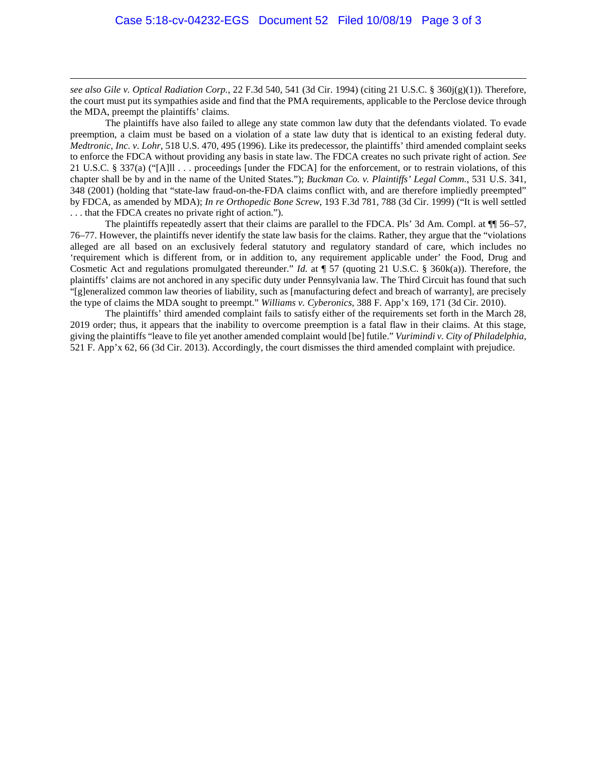*see also Gile v. Optical Radiation Corp.*, 22 F.3d 540, 541 (3d Cir. 1994) (citing 21 U.S.C. § 360j(g)(1)). Therefore, the court must put its sympathies aside and find that the PMA requirements, applicable to the Perclose device through the MDA, preempt the plaintiffs' claims.

The plaintiffs have also failed to allege any state common law duty that the defendants violated. To evade preemption, a claim must be based on a violation of a state law duty that is identical to an existing federal duty. *Medtronic, Inc. v. Lohr*, 518 U.S. 470, 495 (1996). Like its predecessor, the plaintiffs' third amended complaint seeks to enforce the FDCA without providing any basis in state law. The FDCA creates no such private right of action. *See* 21 U.S.C. § 337(a) ("[A]ll . . . proceedings [under the FDCA] for the enforcement, or to restrain violations, of this chapter shall be by and in the name of the United States."); *Buckman Co. v. Plaintiffs' Legal Comm.*, 531 U.S. 341, 348 (2001) (holding that "state-law fraud-on-the-FDA claims conflict with, and are therefore impliedly preempted" by FDCA, as amended by MDA); *In re Orthopedic Bone Screw*, 193 F.3d 781, 788 (3d Cir. 1999) ("It is well settled . . . that the FDCA creates no private right of action.").

The plaintiffs repeatedly assert that their claims are parallel to the FDCA. Pls' 3d Am. Compl. at ¶¶ 56–57, 76–77. However, the plaintiffs never identify the state law basis for the claims. Rather, they argue that the "violations alleged are all based on an exclusively federal statutory and regulatory standard of care, which includes no 'requirement which is different from, or in addition to, any requirement applicable under' the Food, Drug and Cosmetic Act and regulations promulgated thereunder." *Id.* at ¶ 57 (quoting 21 U.S.C. § 360k(a)). Therefore, the plaintiffs' claims are not anchored in any specific duty under Pennsylvania law. The Third Circuit has found that such "[g]eneralized common law theories of liability, such as [manufacturing defect and breach of warranty], are precisely the type of claims the MDA sought to preempt." *Williams v. Cyberonics*, 388 F. App'x 169, 171 (3d Cir. 2010).

The plaintiffs' third amended complaint fails to satisfy either of the requirements set forth in the March 28, 2019 order; thus, it appears that the inability to overcome preemption is a fatal flaw in their claims. At this stage, giving the plaintiffs "leave to file yet another amended complaint would [be] futile." *Vurimindi v. City of Philadelphia*, 521 F. App'x 62, 66 (3d Cir. 2013). Accordingly, the court dismisses the third amended complaint with prejudice.